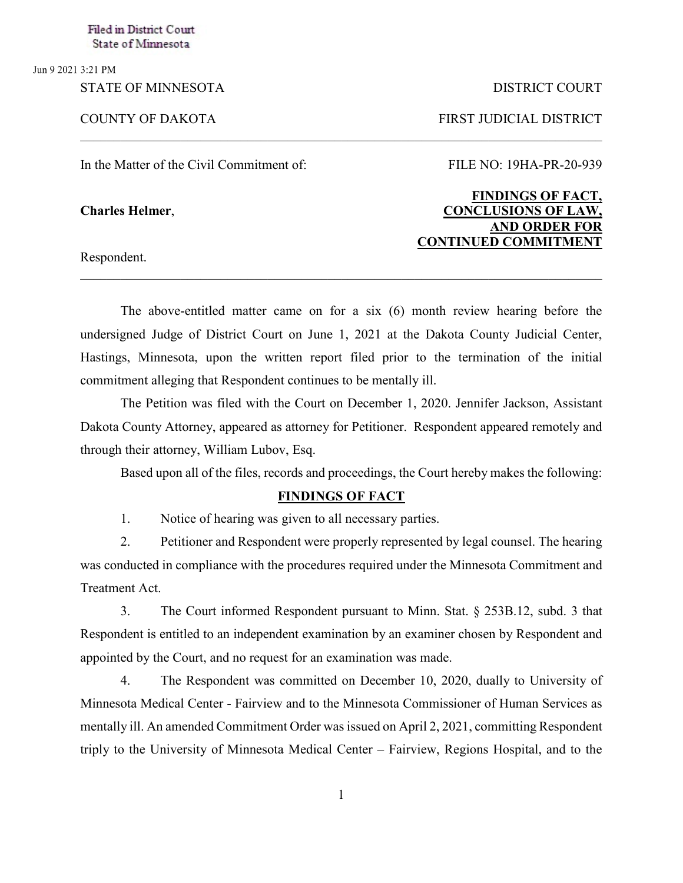Filed in District Court
State of Minnesota

Jun 9 2021 3:21 PM

STATE OF MINNESOTA — DISTRICT COURT

COUNTY OF DAKOTA — FIRST JUDICIAL DISTRICT

---

In the Matter of the Civil Commitment of:

FILE NO: 19HA-PR-20-939

**Charles Helmer**,

Respondent.

**FINDINGS OF FACT, CONCLUSIONS OF LAW, AND ORDER FOR CONTINUED COMMITMENT**

---

The above-entitled matter came on for a six (6) month review hearing before the undersigned Judge of District Court on June 1, 2021 at the Dakota County Judicial Center, Hastings, Minnesota, upon the written report filed prior to the termination of the initial commitment alleging that Respondent continues to be mentally ill.

The Petition was filed with the Court on December 1, 2020. Jennifer Jackson, Assistant Dakota County Attorney, appeared as attorney for Petitioner. Respondent appeared remotely and through their attorney, William Lubov, Esq.

Based upon all of the files, records and proceedings, the Court hereby makes the following:

## FINDINGS OF FACT

1. Notice of hearing was given to all necessary parties.

2. Petitioner and Respondent were properly represented by legal counsel. The hearing was conducted in compliance with the procedures required under the Minnesota Commitment and Treatment Act.

3. The Court informed Respondent pursuant to Minn. Stat. § 253B.12, subd. 3 that Respondent is entitled to an independent examination by an examiner chosen by Respondent and appointed by the Court, and no request for an examination was made.

4. The Respondent was committed on December 10, 2020, dually to University of Minnesota Medical Center - Fairview and to the Minnesota Commissioner of Human Services as mentally ill. An amended Commitment Order was issued on April 2, 2021, committing Respondent triply to the University of Minnesota Medical Center – Fairview, Regions Hospital, and to the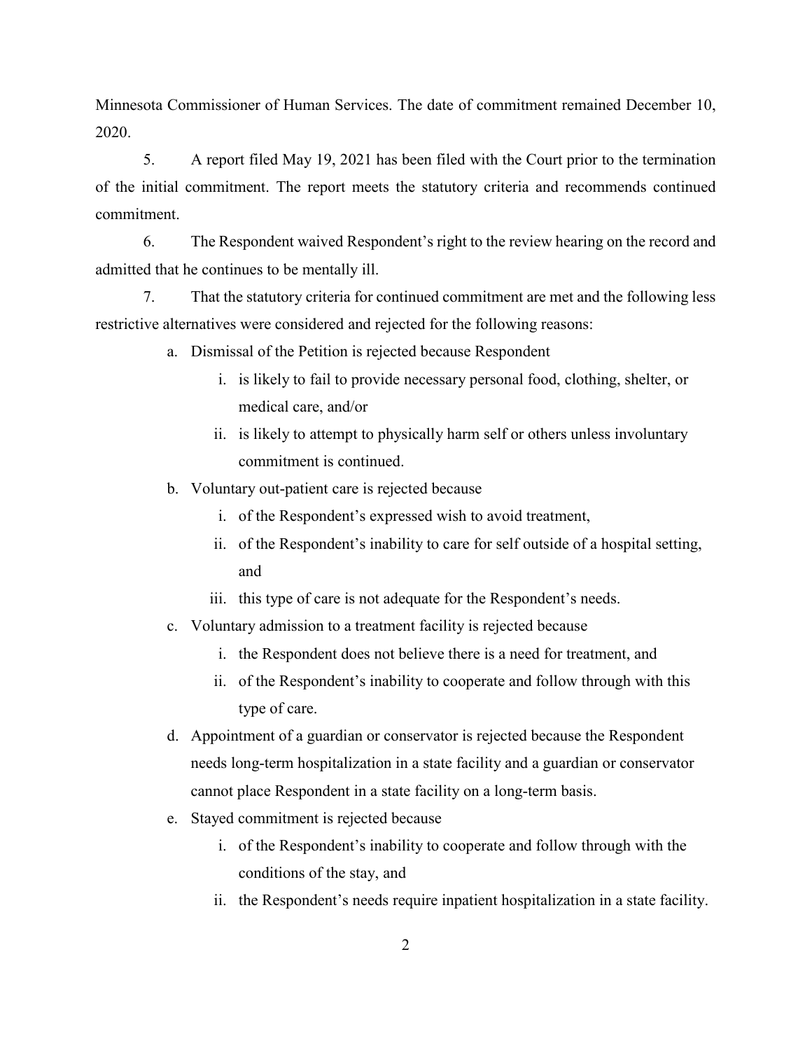Minnesota Commissioner of Human Services. The date of commitment remained December 10, 2020.

5. A report filed May 19, 2021 has been filed with the Court prior to the termination of the initial commitment. The report meets the statutory criteria and recommends continued commitment.

6. The Respondent waived Respondent's right to the review hearing on the record and admitted that he continues to be mentally ill.

7. That the statutory criteria for continued commitment are met and the following less restrictive alternatives were considered and rejected for the following reasons:

   a. Dismissal of the Petition is rejected because Respondent
      i. is likely to fail to provide necessary personal food, clothing, shelter, or medical care, and/or
      ii. is likely to attempt to physically harm self or others unless involuntary commitment is continued.
   b. Voluntary out-patient care is rejected because
      i. of the Respondent's expressed wish to avoid treatment,
      ii. of the Respondent's inability to care for self outside of a hospital setting, and
      iii. this type of care is not adequate for the Respondent's needs.
   c. Voluntary admission to a treatment facility is rejected because
      i. the Respondent does not believe there is a need for treatment, and
      ii. of the Respondent's inability to cooperate and follow through with this type of care.
   d. Appointment of a guardian or conservator is rejected because the Respondent needs long-term hospitalization in a state facility and a guardian or conservator cannot place Respondent in a state facility on a long-term basis.
   e. Stayed commitment is rejected because
      i. of the Respondent's inability to cooperate and follow through with the conditions of the stay, and
      ii. the Respondent's needs require inpatient hospitalization in a state facility.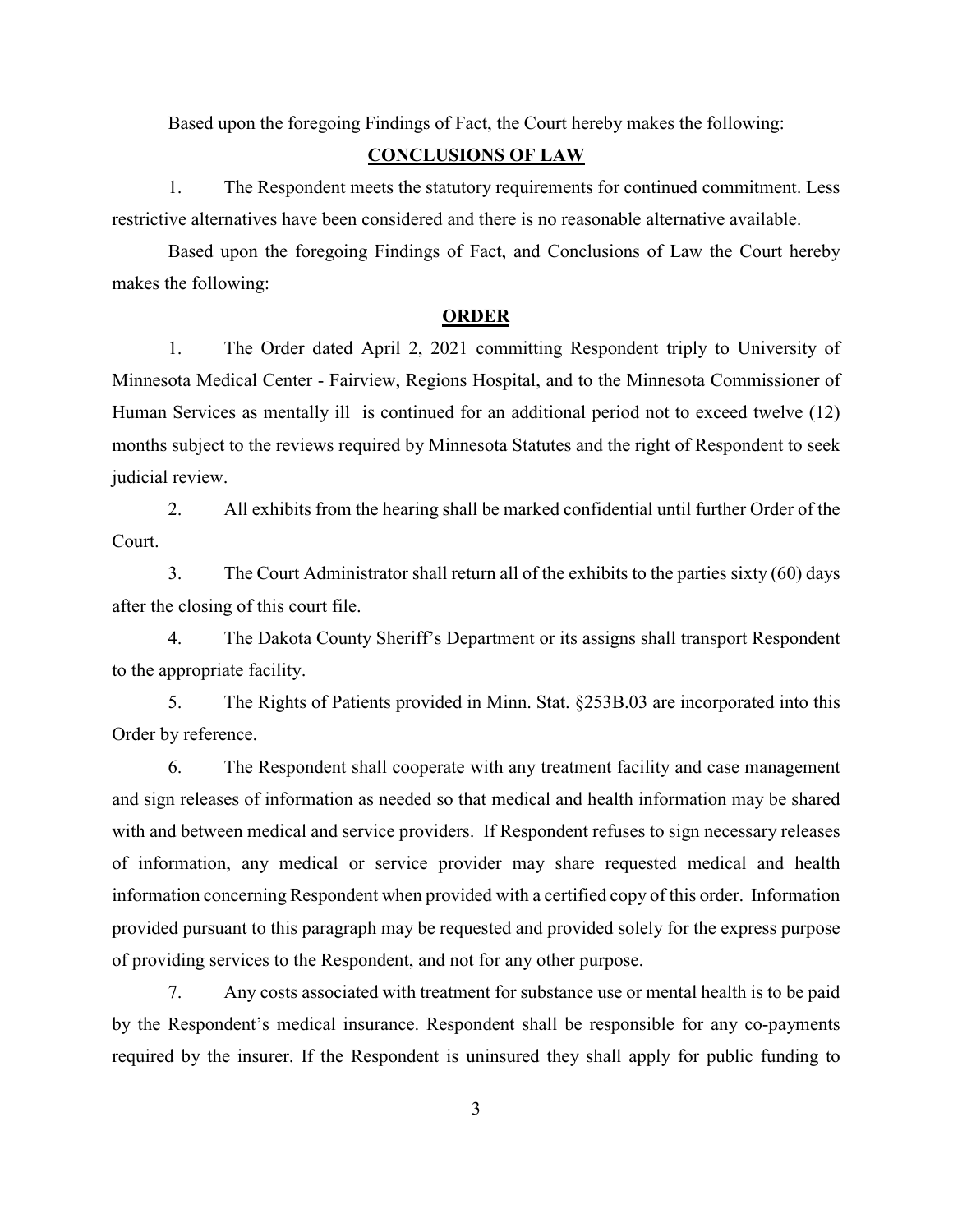Based upon the foregoing Findings of Fact, the Court hereby makes the following:

## **CONCLUSIONS OF LAW**

1. The Respondent meets the statutory requirements for continued commitment. Less restrictive alternatives have been considered and there is no reasonable alternative available.

Based upon the foregoing Findings of Fact, and Conclusions of Law the Court hereby makes the following:

## **ORDER**

1. The Order dated April 2, 2021 committing Respondent triply to University of Minnesota Medical Center - Fairview, Regions Hospital, and to the Minnesota Commissioner of Human Services as mentally ill is continued for an additional period not to exceed twelve (12) months subject to the reviews required by Minnesota Statutes and the right of Respondent to seek judicial review.

2. All exhibits from the hearing shall be marked confidential until further Order of the Court.

3. The Court Administrator shall return all of the exhibits to the parties sixty (60) days after the closing of this court file.

4. The Dakota County Sheriff's Department or its assigns shall transport Respondent to the appropriate facility.

5. The Rights of Patients provided in Minn. Stat. §253B.03 are incorporated into this Order by reference.

6. The Respondent shall cooperate with any treatment facility and case management and sign releases of information as needed so that medical and health information may be shared with and between medical and service providers. If Respondent refuses to sign necessary releases of information, any medical or service provider may share requested medical and health information concerning Respondent when provided with a certified copy of this order. Information provided pursuant to this paragraph may be requested and provided solely for the express purpose of providing services to the Respondent, and not for any other purpose.

7. Any costs associated with treatment for substance use or mental health is to be paid by the Respondent's medical insurance. Respondent shall be responsible for any co-payments required by the insurer. If the Respondent is uninsured they shall apply for public funding to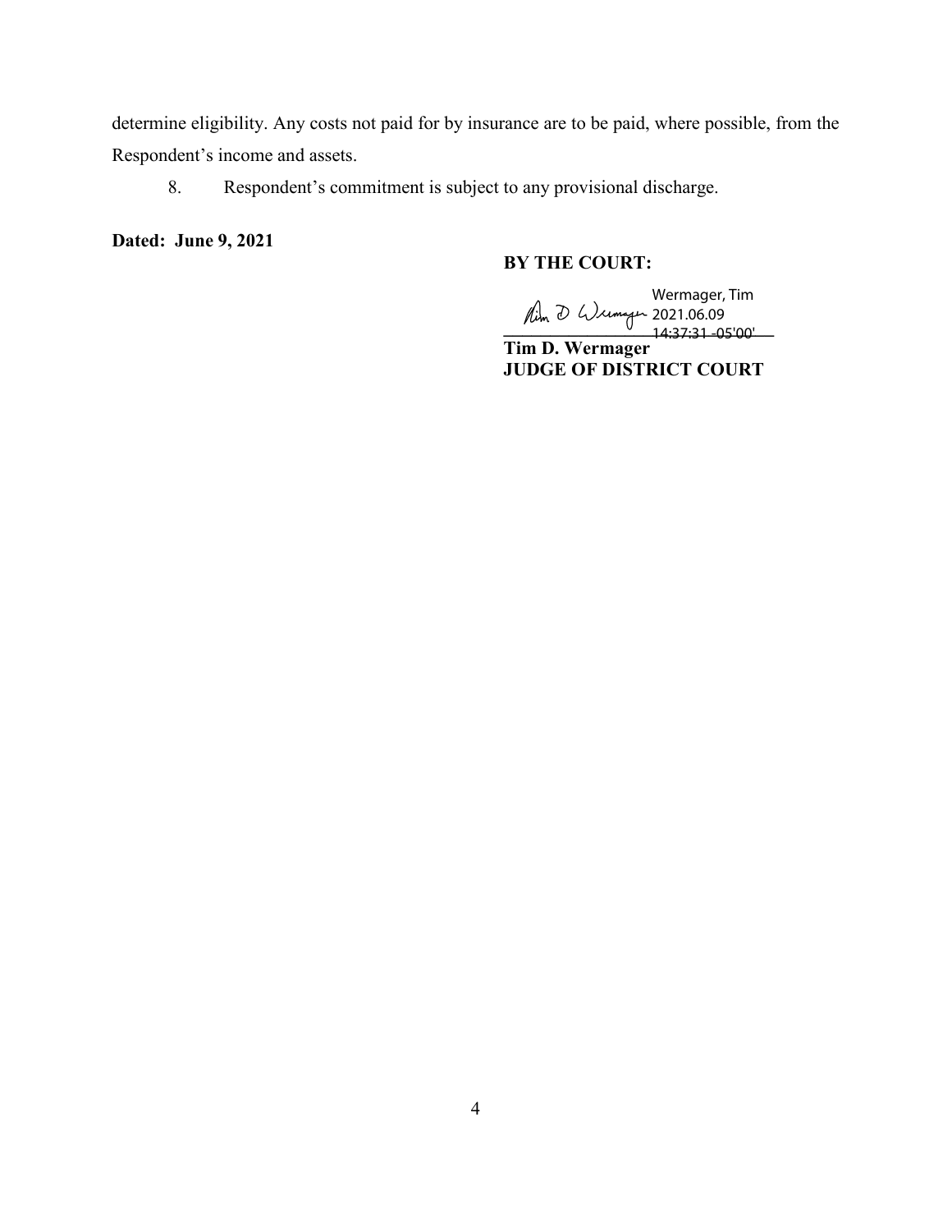determine eligibility. Any costs not paid for by insurance are to be paid, where possible, from the Respondent's income and assets.

8. Respondent's commitment is subject to any provisional discharge.

**Dated: June 9, 2021**

**BY THE COURT:**

Wermager, Tim
2021.06.09
14:37:31 -05'00'

**Tim D. Wermager**
**JUDGE OF DISTRICT COURT**